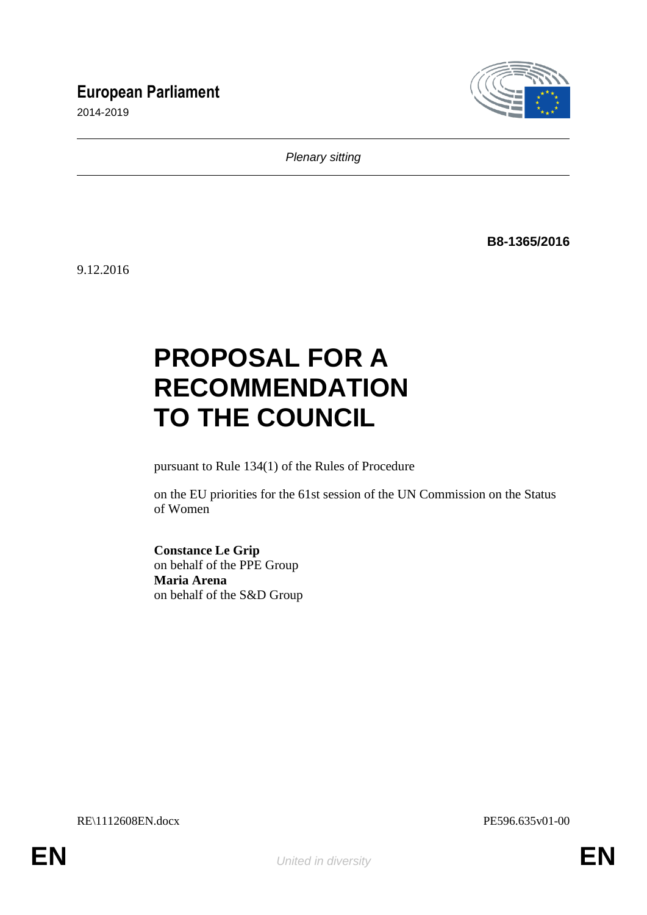**European Parliament**

2014-2019

*Plenary sitting*

**B8-1365/2016**

9.12.2016

# PROPOSAL FOR A RECOMMENDATION TO THE COUNCIL

pursuant to Rule 134(1) of the Rules of Procedure

on the EU priorities for the 61st session of the UN Commission on the Status of Women

**Constance Le Grip**
on behalf of the PPE Group
**Maria Arena**
on behalf of the S&D Group

RE\1112608EN.docx PE596.635v01-00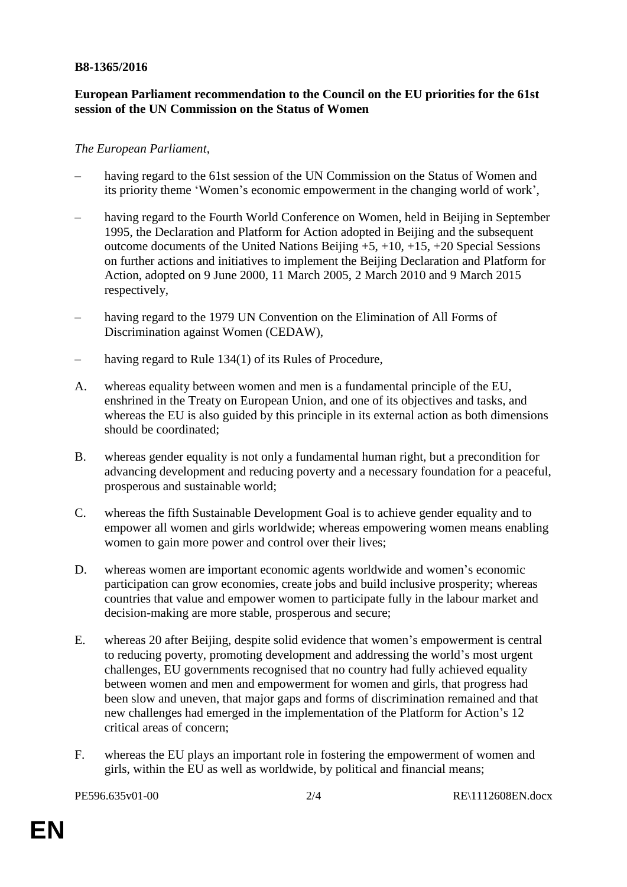**B8-1365/2016**

**European Parliament recommendation to the Council on the EU priorities for the 61st session of the UN Commission on the Status of Women**

*The European Parliament*,

– having regard to the 61st session of the UN Commission on the Status of Women and its priority theme 'Women's economic empowerment in the changing world of work',

– having regard to the Fourth World Conference on Women, held in Beijing in September 1995, the Declaration and Platform for Action adopted in Beijing and the subsequent outcome documents of the United Nations Beijing +5, +10, +15, +20 Special Sessions on further actions and initiatives to implement the Beijing Declaration and Platform for Action, adopted on 9 June 2000, 11 March 2005, 2 March 2010 and 9 March 2015 respectively,

– having regard to the 1979 UN Convention on the Elimination of All Forms of Discrimination against Women (CEDAW),

– having regard to Rule 134(1) of its Rules of Procedure,

A. whereas equality between women and men is a fundamental principle of the EU, enshrined in the Treaty on European Union, and one of its objectives and tasks, and whereas the EU is also guided by this principle in its external action as both dimensions should be coordinated;

B. whereas gender equality is not only a fundamental human right, but a precondition for advancing development and reducing poverty and a necessary foundation for a peaceful, prosperous and sustainable world;

C. whereas the fifth Sustainable Development Goal is to achieve gender equality and to empower all women and girls worldwide; whereas empowering women means enabling women to gain more power and control over their lives;

D. whereas women are important economic agents worldwide and women's economic participation can grow economies, create jobs and build inclusive prosperity; whereas countries that value and empower women to participate fully in the labour market and decision-making are more stable, prosperous and secure;

E. whereas 20 after Beijing, despite solid evidence that women's empowerment is central to reducing poverty, promoting development and addressing the world's most urgent challenges, EU governments recognised that no country had fully achieved equality between women and men and empowerment for women and girls, that progress had been slow and uneven, that major gaps and forms of discrimination remained and that new challenges had emerged in the implementation of the Platform for Action's 12 critical areas of concern;

F. whereas the EU plays an important role in fostering the empowerment of women and girls, within the EU as well as worldwide, by political and financial means;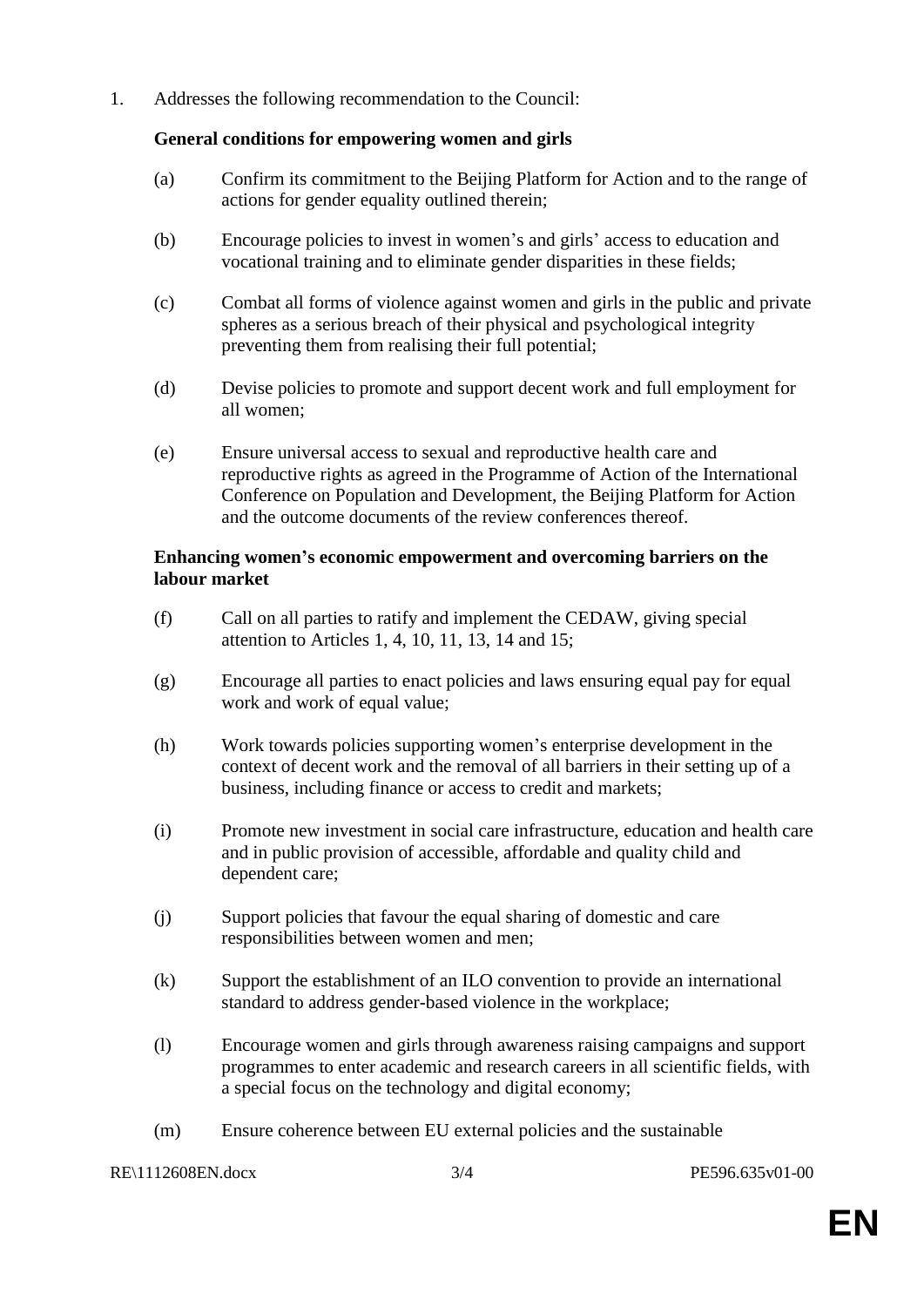1. Addresses the following recommendation to the Council:

**General conditions for empowering women and girls**

(a) Confirm its commitment to the Beijing Platform for Action and to the range of actions for gender equality outlined therein;

(b) Encourage policies to invest in women's and girls' access to education and vocational training and to eliminate gender disparities in these fields;

(c) Combat all forms of violence against women and girls in the public and private spheres as a serious breach of their physical and psychological integrity preventing them from realising their full potential;

(d) Devise policies to promote and support decent work and full employment for all women;

(e) Ensure universal access to sexual and reproductive health care and reproductive rights as agreed in the Programme of Action of the International Conference on Population and Development, the Beijing Platform for Action and the outcome documents of the review conferences thereof.

**Enhancing women's economic empowerment and overcoming barriers on the labour market**

(f) Call on all parties to ratify and implement the CEDAW, giving special attention to Articles 1, 4, 10, 11, 13, 14 and 15;

(g) Encourage all parties to enact policies and laws ensuring equal pay for equal work and work of equal value;

(h) Work towards policies supporting women's enterprise development in the context of decent work and the removal of all barriers in their setting up of a business, including finance or access to credit and markets;

(i) Promote new investment in social care infrastructure, education and health care and in public provision of accessible, affordable and quality child and dependent care;

(j) Support policies that favour the equal sharing of domestic and care responsibilities between women and men;

(k) Support the establishment of an ILO convention to provide an international standard to address gender-based violence in the workplace;

(l) Encourage women and girls through awareness raising campaigns and support programmes to enter academic and research careers in all scientific fields, with a special focus on the technology and digital economy;

(m) Ensure coherence between EU external policies and the sustainable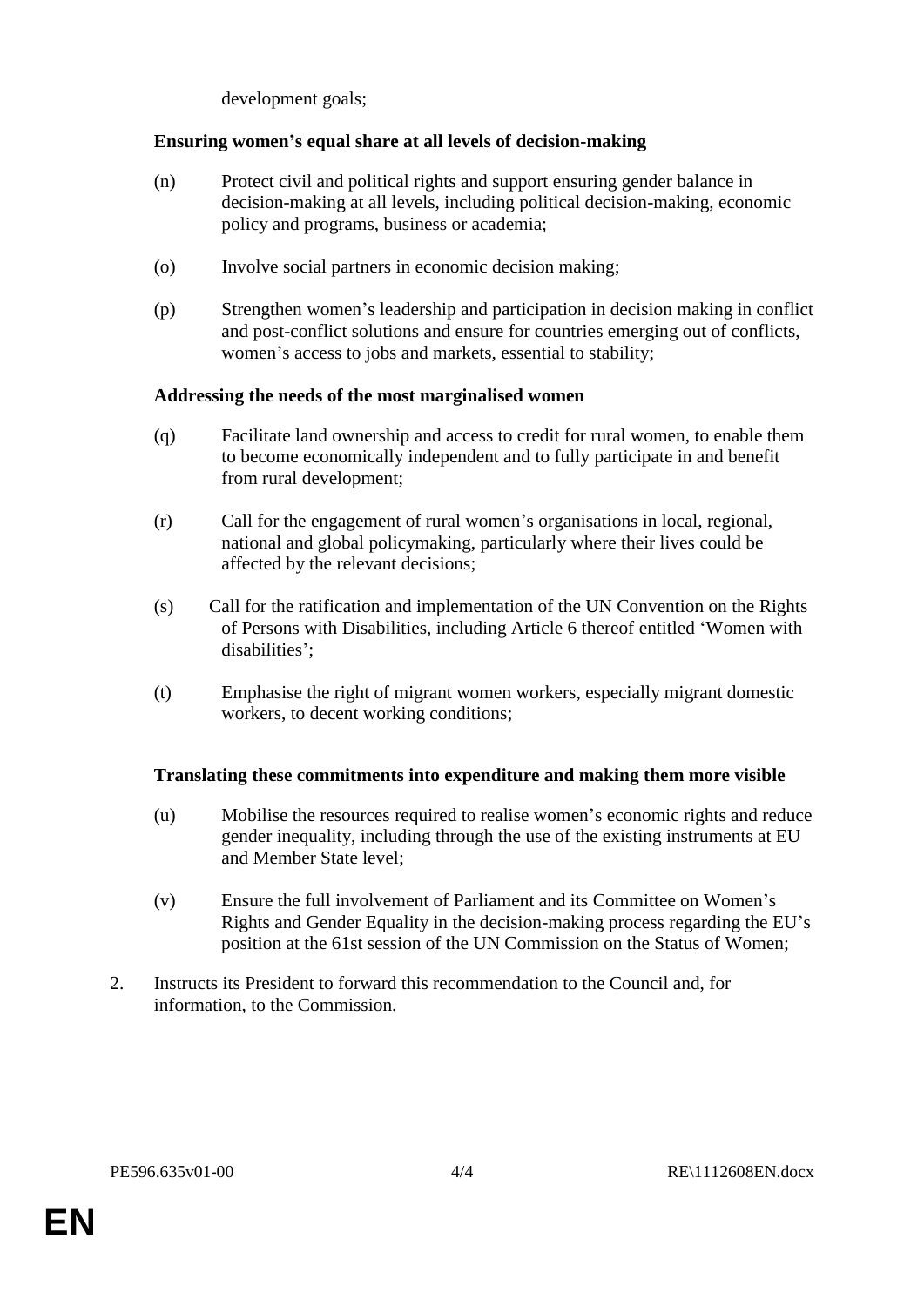development goals;

**Ensuring women's equal share at all levels of decision-making**

(n) Protect civil and political rights and support ensuring gender balance in decision-making at all levels, including political decision-making, economic policy and programs, business or academia;

(o) Involve social partners in economic decision making;

(p) Strengthen women's leadership and participation in decision making in conflict and post-conflict solutions and ensure for countries emerging out of conflicts, women's access to jobs and markets, essential to stability;

**Addressing the needs of the most marginalised women**

(q) Facilitate land ownership and access to credit for rural women, to enable them to become economically independent and to fully participate in and benefit from rural development;

(r) Call for the engagement of rural women's organisations in local, regional, national and global policymaking, particularly where their lives could be affected by the relevant decisions;

(s) Call for the ratification and implementation of the UN Convention on the Rights of Persons with Disabilities, including Article 6 thereof entitled 'Women with disabilities';

(t) Emphasise the right of migrant women workers, especially migrant domestic workers, to decent working conditions;

**Translating these commitments into expenditure and making them more visible**

(u) Mobilise the resources required to realise women's economic rights and reduce gender inequality, including through the use of the existing instruments at EU and Member State level;

(v) Ensure the full involvement of Parliament and its Committee on Women's Rights and Gender Equality in the decision-making process regarding the EU's position at the 61st session of the UN Commission on the Status of Women;

2. Instructs its President to forward this recommendation to the Council and, for information, to the Commission.